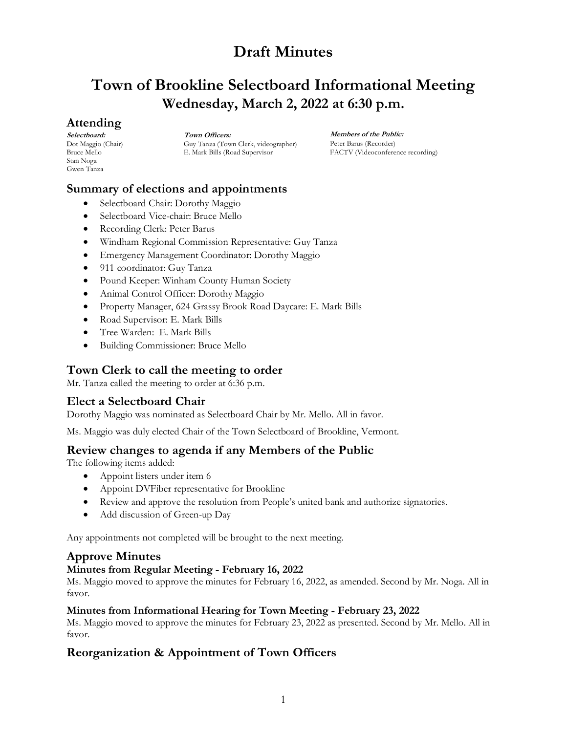# Draft Minutes

# Town of Brookline Selectboard Informational Meeting

## Wednesday, March 2, 2022 at 6:30 p.m.

## Attending

***Selectboard:***
Dot Maggio (Chair)
Bruce Mello
Stan Noga
Gwen Tanza

***Town Officers:***
Guy Tanza (Town Clerk, videographer)
E. Mark Bills (Road Supervisor

***Members of the Public:***
Peter Barus (Recorder)
FACTV (Videoconference recording)

## Summary of elections and appointments

- Selectboard Chair: Dorothy Maggio
- Selectboard Vice-chair: Bruce Mello
- Recording Clerk: Peter Barus
- Windham Regional Commission Representative: Guy Tanza
- Emergency Management Coordinator: Dorothy Maggio
- 911 coordinator: Guy Tanza
- Pound Keeper: Winham County Human Society
- Animal Control Officer: Dorothy Maggio
- Property Manager, 624 Grassy Brook Road Daycare: E. Mark Bills
- Road Supervisor: E. Mark Bills
- Tree Warden: E. Mark Bills
- Building Commissioner: Bruce Mello

## Town Clerk to call the meeting to order

Mr. Tanza called the meeting to order at 6:36 p.m.

## Elect a Selectboard Chair

Dorothy Maggio was nominated as Selectboard Chair by Mr. Mello. All in favor.

Ms. Maggio was duly elected Chair of the Town Selectboard of Brookline, Vermont.

## Review changes to agenda if any Members of the Public

The following items added:

- Appoint listers under item 6
- Appoint DVFiber representative for Brookline
- Review and approve the resolution from People's united bank and authorize signatories.
- Add discussion of Green-up Day

Any appointments not completed will be brought to the next meeting.

## Approve Minutes

### Minutes from Regular Meeting - February 16, 2022

Ms. Maggio moved to approve the minutes for February 16, 2022, as amended. Second by Mr. Noga. All in favor.

### Minutes from Informational Hearing for Town Meeting - February 23, 2022

Ms. Maggio moved to approve the minutes for February 23, 2022 as presented. Second by Mr. Mello. All in favor.

## Reorganization & Appointment of Town Officers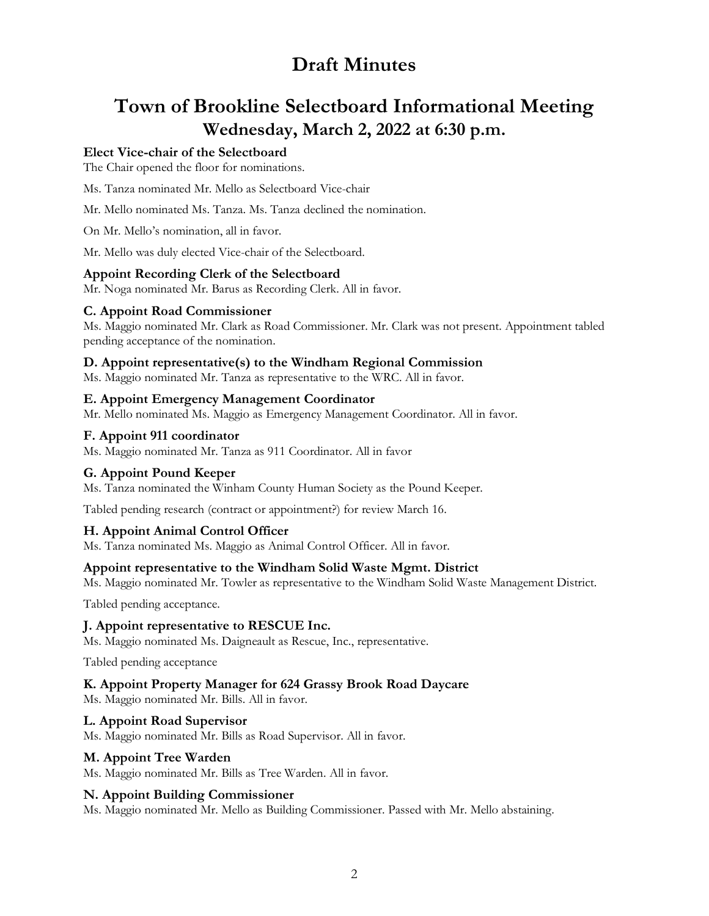# Draft Minutes

# Town of Brookline Selectboard Informational Meeting

## Wednesday, March 2, 2022 at 6:30 p.m.

### Elect Vice-chair of the Selectboard

The Chair opened the floor for nominations.

Ms. Tanza nominated Mr. Mello as Selectboard Vice-chair

Mr. Mello nominated Ms. Tanza. Ms. Tanza declined the nomination.

On Mr. Mello's nomination, all in favor.

Mr. Mello was duly elected Vice-chair of the Selectboard.

### Appoint Recording Clerk of the Selectboard

Mr. Noga nominated Mr. Barus as Recording Clerk. All in favor.

### C. Appoint Road Commissioner

Ms. Maggio nominated Mr. Clark as Road Commissioner. Mr. Clark was not present. Appointment tabled pending acceptance of the nomination.

### D. Appoint representative(s) to the Windham Regional Commission

Ms. Maggio nominated Mr. Tanza as representative to the WRC. All in favor.

### E. Appoint Emergency Management Coordinator

Mr. Mello nominated Ms. Maggio as Emergency Management Coordinator. All in favor.

### F. Appoint 911 coordinator

Ms. Maggio nominated Mr. Tanza as 911 Coordinator. All in favor

### G. Appoint Pound Keeper

Ms. Tanza nominated the Winham County Human Society as the Pound Keeper.

Tabled pending research (contract or appointment?) for review March 16.

### H. Appoint Animal Control Officer

Ms. Tanza nominated Ms. Maggio as Animal Control Officer. All in favor.

### Appoint representative to the Windham Solid Waste Mgmt. District

Ms. Maggio nominated Mr. Towler as representative to the Windham Solid Waste Management District.

Tabled pending acceptance.

### J. Appoint representative to RESCUE Inc.

Ms. Maggio nominated Ms. Daigneault as Rescue, Inc., representative.

Tabled pending acceptance

### K. Appoint Property Manager for 624 Grassy Brook Road Daycare

Ms. Maggio nominated Mr. Bills. All in favor.

### L. Appoint Road Supervisor

Ms. Maggio nominated Mr. Bills as Road Supervisor. All in favor.

### M. Appoint Tree Warden

Ms. Maggio nominated Mr. Bills as Tree Warden. All in favor.

### N. Appoint Building Commissioner

Ms. Maggio nominated Mr. Mello as Building Commissioner. Passed with Mr. Mello abstaining.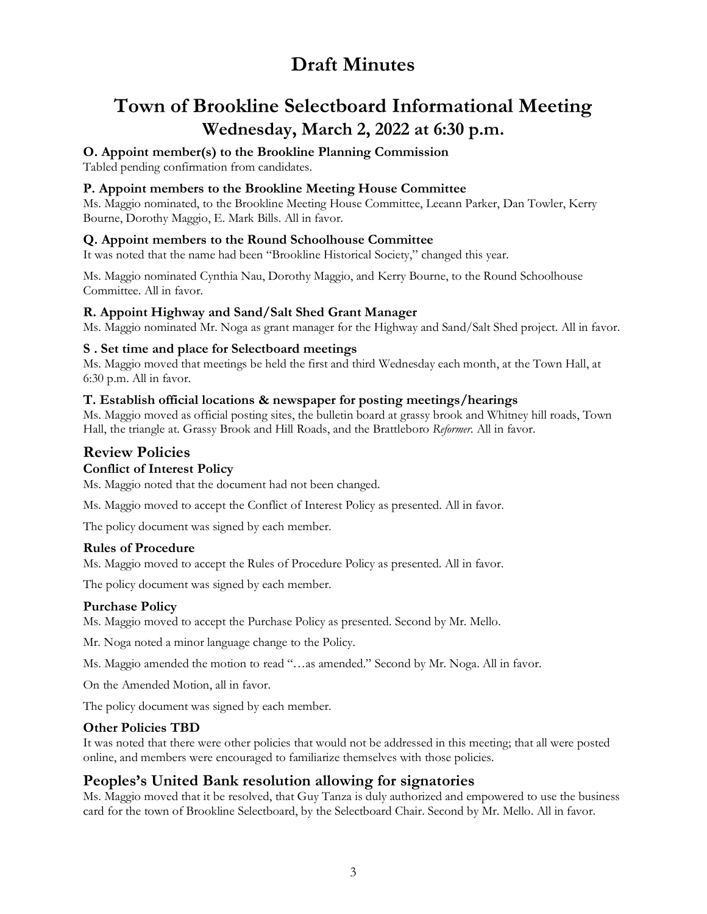# Draft Minutes

# Town of Brookline Selectboard Informational Meeting

## Wednesday, March 2, 2022 at 6:30 p.m.

### O. Appoint member(s) to the Brookline Planning Commission

Tabled pending confirmation from candidates.

### P. Appoint members to the Brookline Meeting House Committee

Ms. Maggio nominated, to the Brookline Meeting House Committee, Leeann Parker, Dan Towler, Kerry Bourne, Dorothy Maggio, E. Mark Bills. All in favor.

### Q. Appoint members to the Round Schoolhouse Committee

It was noted that the name had been "Brookline Historical Society," changed this year.

Ms. Maggio nominated Cynthia Nau, Dorothy Maggio, and Kerry Bourne, to the Round Schoolhouse Committee. All in favor.

### R. Appoint Highway and Sand/Salt Shed Grant Manager

Ms. Maggio nominated Mr. Noga as grant manager for the Highway and Sand/Salt Shed project. All in favor.

### S . Set time and place for Selectboard meetings

Ms. Maggio moved that meetings be held the first and third Wednesday each month, at the Town Hall, at 6:30 p.m. All in favor.

### T. Establish official locations & newspaper for posting meetings/hearings

Ms. Maggio moved as official posting sites, the bulletin board at grassy brook and Whitney hill roads, Town Hall, the triangle at. Grassy Brook and Hill Roads, and the Brattleboro *Reformer*. All in favor.

## Review Policies

### Conflict of Interest Policy

Ms. Maggio noted that the document had not been changed.

Ms. Maggio moved to accept the Conflict of Interest Policy as presented. All in favor.

The policy document was signed by each member.

### Rules of Procedure

Ms. Maggio moved to accept the Rules of Procedure Policy as presented. All in favor.

The policy document was signed by each member.

### Purchase Policy

Ms. Maggio moved to accept the Purchase Policy as presented. Second by Mr. Mello.

Mr. Noga noted a minor language change to the Policy.

Ms. Maggio amended the motion to read "…as amended." Second by Mr. Noga. All in favor.

On the Amended Motion, all in favor.

The policy document was signed by each member.

### Other Policies TBD

It was noted that there were other policies that would not be addressed in this meeting; that all were posted online, and members were encouraged to familiarize themselves with those policies.

## Peoples's United Bank resolution allowing for signatories

Ms. Maggio moved that it be resolved, that Guy Tanza is duly authorized and empowered to use the business card for the town of Brookline Selectboard, by the Selectboard Chair. Second by Mr. Mello. All in favor.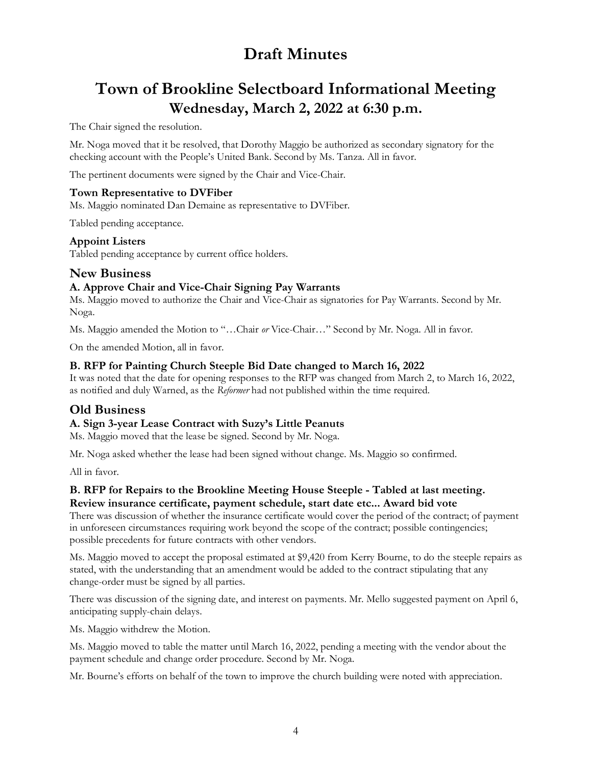# Draft Minutes

# Town of Brookline Selectboard Informational Meeting

## Wednesday, March 2, 2022 at 6:30 p.m.

The Chair signed the resolution.

Mr. Noga moved that it be resolved, that Dorothy Maggio be authorized as secondary signatory for the checking account with the People's United Bank. Second by Ms. Tanza. All in favor.

The pertinent documents were signed by the Chair and Vice-Chair.

#### Town Representative to DVFiber

Ms. Maggio nominated Dan Demaine as representative to DVFiber.

Tabled pending acceptance.

#### Appoint Listers

Tabled pending acceptance by current office holders.

### New Business

#### A. Approve Chair and Vice-Chair Signing Pay Warrants

Ms. Maggio moved to authorize the Chair and Vice-Chair as signatories for Pay Warrants. Second by Mr. Noga.

Ms. Maggio amended the Motion to "…Chair *or* Vice-Chair…" Second by Mr. Noga. All in favor.

On the amended Motion, all in favor.

#### B. RFP for Painting Church Steeple Bid Date changed to March 16, 2022

It was noted that the date for opening responses to the RFP was changed from March 2, to March 16, 2022, as notified and duly Warned, as the *Reformer* had not published within the time required.

### Old Business

#### A. Sign 3-year Lease Contract with Suzy's Little Peanuts

Ms. Maggio moved that the lease be signed. Second by Mr. Noga.

Mr. Noga asked whether the lease had been signed without change. Ms. Maggio so confirmed.

All in favor.

#### B. RFP for Repairs to the Brookline Meeting House Steeple - Tabled at last meeting. Review insurance certificate, payment schedule, start date etc... Award bid vote

There was discussion of whether the insurance certificate would cover the period of the contract; of payment in unforeseen circumstances requiring work beyond the scope of the contract; possible contingencies; possible precedents for future contracts with other vendors.

Ms. Maggio moved to accept the proposal estimated at $9,420 from Kerry Bourne, to do the steeple repairs as stated, with the understanding that an amendment would be added to the contract stipulating that any change-order must be signed by all parties.

There was discussion of the signing date, and interest on payments. Mr. Mello suggested payment on April 6, anticipating supply-chain delays.

Ms. Maggio withdrew the Motion.

Ms. Maggio moved to table the matter until March 16, 2022, pending a meeting with the vendor about the payment schedule and change order procedure. Second by Mr. Noga.

Mr. Bourne's efforts on behalf of the town to improve the church building were noted with appreciation.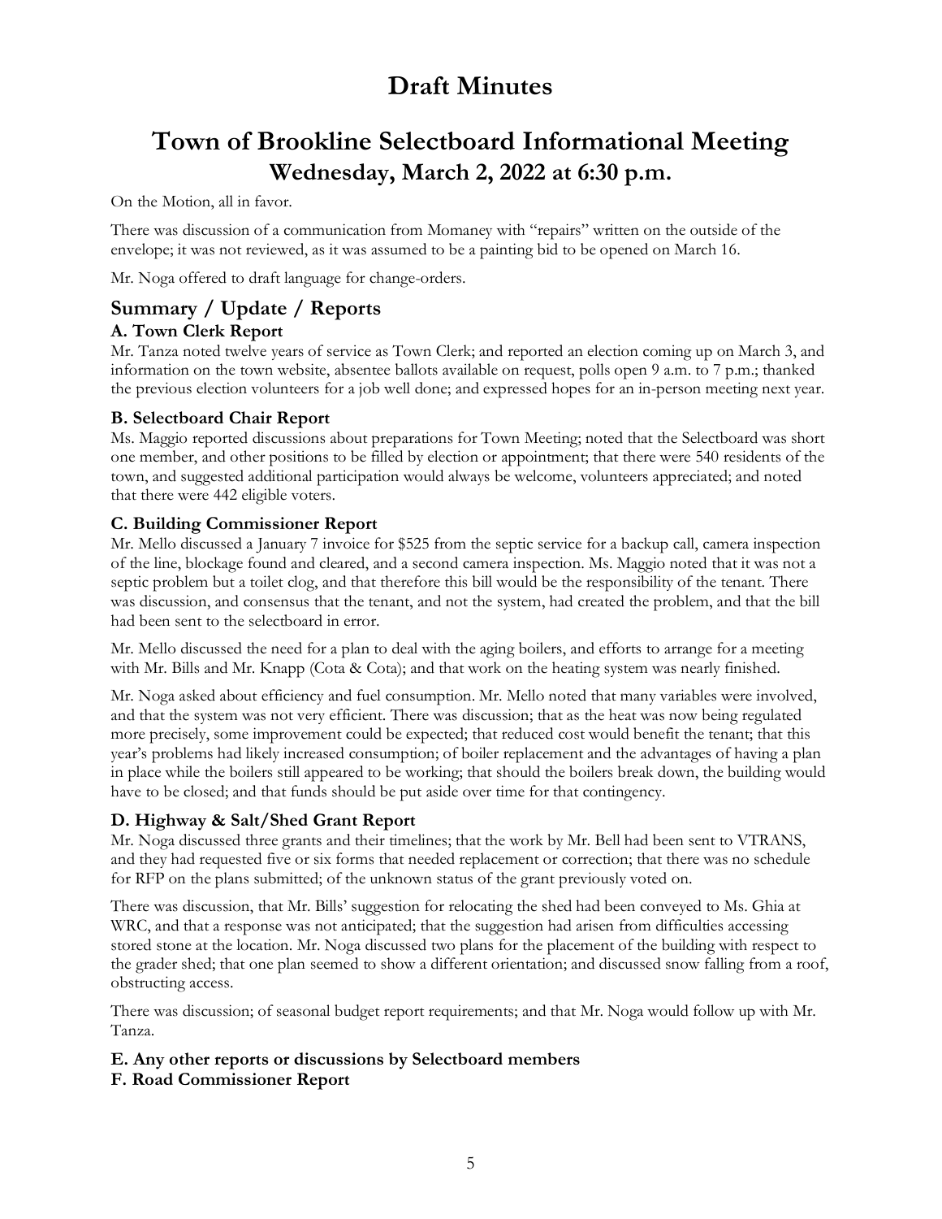# Draft Minutes

# Town of Brookline Selectboard Informational Meeting
## Wednesday, March 2, 2022 at 6:30 p.m.

On the Motion, all in favor.

There was discussion of a communication from Momaney with "repairs" written on the outside of the envelope; it was not reviewed, as it was assumed to be a painting bid to be opened on March 16.

Mr. Noga offered to draft language for change-orders.

## Summary / Update / Reports

### A. Town Clerk Report

Mr. Tanza noted twelve years of service as Town Clerk; and reported an election coming up on March 3, and information on the town website, absentee ballots available on request, polls open 9 a.m. to 7 p.m.; thanked the previous election volunteers for a job well done; and expressed hopes for an in-person meeting next year.

### B. Selectboard Chair Report

Ms. Maggio reported discussions about preparations for Town Meeting; noted that the Selectboard was short one member, and other positions to be filled by election or appointment; that there were 540 residents of the town, and suggested additional participation would always be welcome, volunteers appreciated; and noted that there were 442 eligible voters.

### C. Building Commissioner Report

Mr. Mello discussed a January 7 invoice for $525 from the septic service for a backup call, camera inspection of the line, blockage found and cleared, and a second camera inspection. Ms. Maggio noted that it was not a septic problem but a toilet clog, and that therefore this bill would be the responsibility of the tenant. There was discussion, and consensus that the tenant, and not the system, had created the problem, and that the bill had been sent to the selectboard in error.

Mr. Mello discussed the need for a plan to deal with the aging boilers, and efforts to arrange for a meeting with Mr. Bills and Mr. Knapp (Cota & Cota); and that work on the heating system was nearly finished.

Mr. Noga asked about efficiency and fuel consumption. Mr. Mello noted that many variables were involved, and that the system was not very efficient. There was discussion; that as the heat was now being regulated more precisely, some improvement could be expected; that reduced cost would benefit the tenant; that this year's problems had likely increased consumption; of boiler replacement and the advantages of having a plan in place while the boilers still appeared to be working; that should the boilers break down, the building would have to be closed; and that funds should be put aside over time for that contingency.

### D. Highway & Salt/Shed Grant Report

Mr. Noga discussed three grants and their timelines; that the work by Mr. Bell had been sent to VTRANS, and they had requested five or six forms that needed replacement or correction; that there was no schedule for RFP on the plans submitted; of the unknown status of the grant previously voted on.

There was discussion, that Mr. Bills' suggestion for relocating the shed had been conveyed to Ms. Ghia at WRC, and that a response was not anticipated; that the suggestion had arisen from difficulties accessing stored stone at the location. Mr. Noga discussed two plans for the placement of the building with respect to the grader shed; that one plan seemed to show a different orientation; and discussed snow falling from a roof, obstructing access.

There was discussion; of seasonal budget report requirements; and that Mr. Noga would follow up with Mr. Tanza.

### E. Any other reports or discussions by Selectboard members

### F. Road Commissioner Report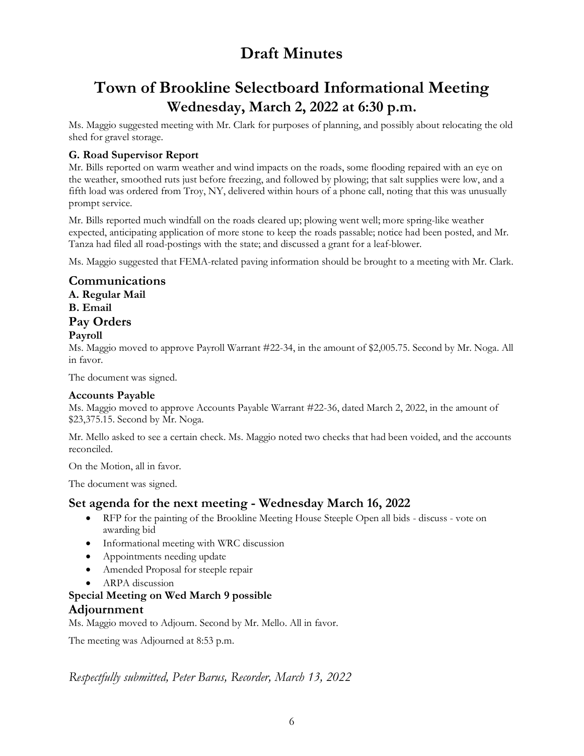# Draft Minutes

# Town of Brookline Selectboard Informational Meeting

## Wednesday, March 2, 2022 at 6:30 p.m.

Ms. Maggio suggested meeting with Mr. Clark for purposes of planning, and possibly about relocating the old shed for gravel storage.

**G. Road Supervisor Report**

Mr. Bills reported on warm weather and wind impacts on the roads, some flooding repaired with an eye on the weather, smoothed ruts just before freezing, and followed by plowing; that salt supplies were low, and a fifth load was ordered from Troy, NY, delivered within hours of a phone call, noting that this was unusually prompt service.

Mr. Bills reported much windfall on the roads cleared up; plowing went well; more spring-like weather expected, anticipating application of more stone to keep the roads passable; notice had been posted, and Mr. Tanza had filed all road-postings with the state; and discussed a grant for a leaf-blower.

Ms. Maggio suggested that FEMA-related paving information should be brought to a meeting with Mr. Clark.

## Communications

**A. Regular Mail**

**B. Email**

## Pay Orders

**Payroll**

Ms. Maggio moved to approve Payroll Warrant #22-34, in the amount of $2,005.75. Second by Mr. Noga. All in favor.

The document was signed.

**Accounts Payable**

Ms. Maggio moved to approve Accounts Payable Warrant #22-36, dated March 2, 2022, in the amount of $23,375.15. Second by Mr. Noga.

Mr. Mello asked to see a certain check. Ms. Maggio noted two checks that had been voided, and the accounts reconciled.

On the Motion, all in favor.

The document was signed.

## Set agenda for the next meeting - Wednesday March 16, 2022

- RFP for the painting of the Brookline Meeting House Steeple Open all bids - discuss - vote on awarding bid
- Informational meeting with WRC discussion
- Appointments needing update
- Amended Proposal for steeple repair
- ARPA discussion

**Special Meeting on Wed March 9 possible**

## Adjournment

Ms. Maggio moved to Adjourn. Second by Mr. Mello. All in favor.

The meeting was Adjourned at 8:53 p.m.

*Respectfully submitted, Peter Barus, Recorder, March 13, 2022*